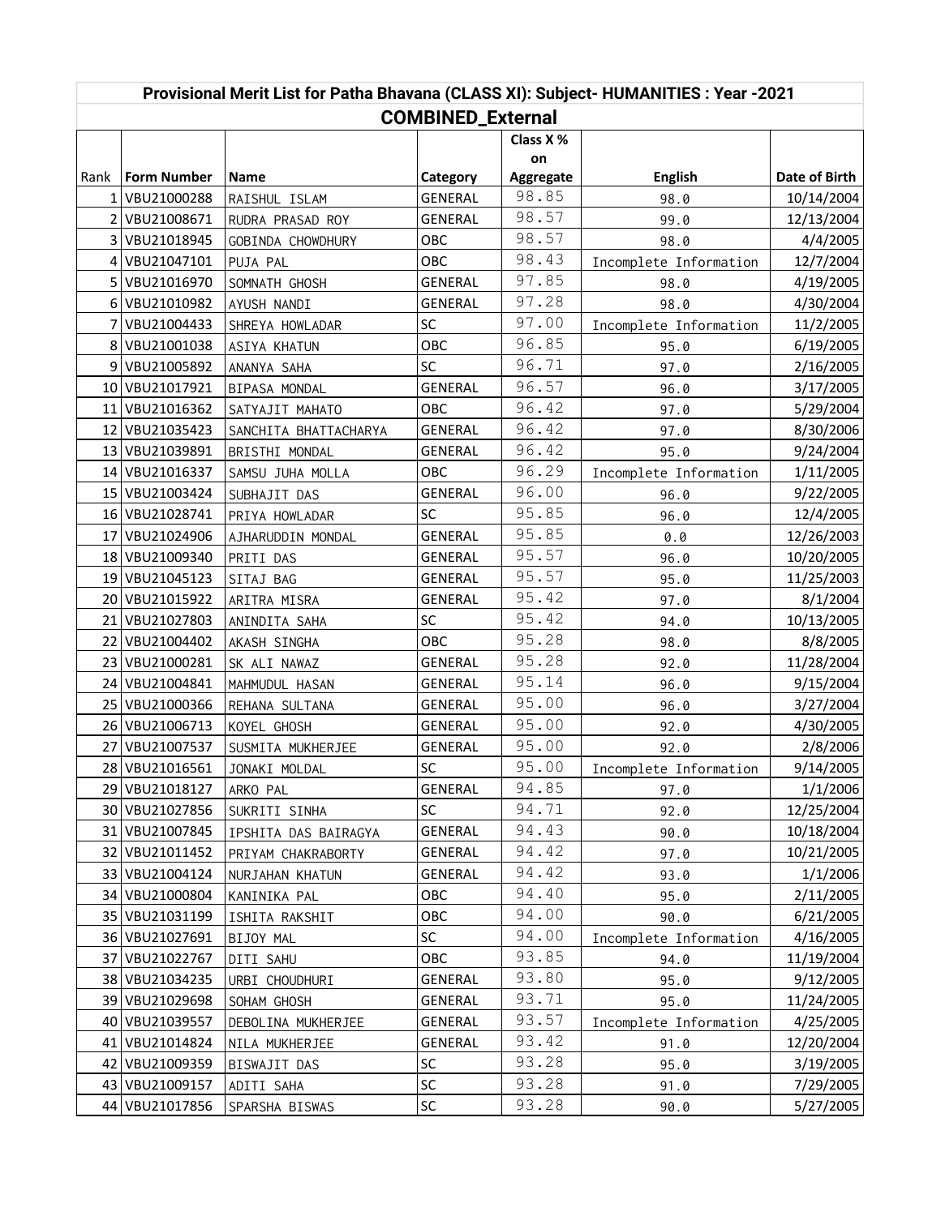## Provisional Merit List for Patha Bhavana (CLASS XI): Subject- HUMANITIES : Year -2021

### COMBINED_External

| Rank | Form Number | Name | Category | Class X % on Aggregate | English | Date of Birth |
|---|---|---|---|---|---|---|
| 1 | VBU21000288 | RAISHUL ISLAM | GENERAL | 98.85 | 98.0 | 10/14/2004 |
| 2 | VBU21008671 | RUDRA PRASAD ROY | GENERAL | 98.57 | 99.0 | 12/13/2004 |
| 3 | VBU21018945 | GOBINDA CHOWDHURY | OBC | 98.57 | 98.0 | 4/4/2005 |
| 4 | VBU21047101 | PUJA PAL | OBC | 98.43 | Incomplete Information | 12/7/2004 |
| 5 | VBU21016970 | SOMNATH GHOSH | GENERAL | 97.85 | 98.0 | 4/19/2005 |
| 6 | VBU21010982 | AYUSH NANDI | GENERAL | 97.28 | 98.0 | 4/30/2004 |
| 7 | VBU21004433 | SHREYA HOWLADAR | SC | 97.00 | Incomplete Information | 11/2/2005 |
| 8 | VBU21001038 | ASIYA KHATUN | OBC | 96.85 | 95.0 | 6/19/2005 |
| 9 | VBU21005892 | ANANYA SAHA | SC | 96.71 | 97.0 | 2/16/2005 |
| 10 | VBU21017921 | BIPASA MONDAL | GENERAL | 96.57 | 96.0 | 3/17/2005 |
| 11 | VBU21016362 | SATYAJIT MAHATO | OBC | 96.42 | 97.0 | 5/29/2004 |
| 12 | VBU21035423 | SANCHITA BHATTACHARYA | GENERAL | 96.42 | 97.0 | 8/30/2006 |
| 13 | VBU21039891 | BRISTHI MONDAL | GENERAL | 96.42 | 95.0 | 9/24/2004 |
| 14 | VBU21016337 | SAMSU JUHA MOLLA | OBC | 96.29 | Incomplete Information | 1/11/2005 |
| 15 | VBU21003424 | SUBHAJIT DAS | GENERAL | 96.00 | 96.0 | 9/22/2005 |
| 16 | VBU21028741 | PRIYA HOWLADAR | SC | 95.85 | 96.0 | 12/4/2005 |
| 17 | VBU21024906 | AJHARUDDIN MONDAL | GENERAL | 95.85 | 0.0 | 12/26/2003 |
| 18 | VBU21009340 | PRITI DAS | GENERAL | 95.57 | 96.0 | 10/20/2005 |
| 19 | VBU21045123 | SITAJ BAG | GENERAL | 95.57 | 95.0 | 11/25/2003 |
| 20 | VBU21015922 | ARITRA MISRA | GENERAL | 95.42 | 97.0 | 8/1/2004 |
| 21 | VBU21027803 | ANINDITA SAHA | SC | 95.42 | 94.0 | 10/13/2005 |
| 22 | VBU21004402 | AKASH SINGHA | OBC | 95.28 | 98.0 | 8/8/2005 |
| 23 | VBU21000281 | SK ALI NAWAZ | GENERAL | 95.28 | 92.0 | 11/28/2004 |
| 24 | VBU21004841 | MAHMUDUL HASAN | GENERAL | 95.14 | 96.0 | 9/15/2004 |
| 25 | VBU21000366 | REHANA SULTANA | GENERAL | 95.00 | 96.0 | 3/27/2004 |
| 26 | VBU21006713 | KOYEL GHOSH | GENERAL | 95.00 | 92.0 | 4/30/2005 |
| 27 | VBU21007537 | SUSMITA MUKHERJEE | GENERAL | 95.00 | 92.0 | 2/8/2006 |
| 28 | VBU21016561 | JONAKI MOLDAL | SC | 95.00 | Incomplete Information | 9/14/2005 |
| 29 | VBU21018127 | ARKO PAL | GENERAL | 94.85 | 97.0 | 1/1/2006 |
| 30 | VBU21027856 | SUKRITI SINHA | SC | 94.71 | 92.0 | 12/25/2004 |
| 31 | VBU21007845 | IPSHITA DAS BAIRAGYA | GENERAL | 94.43 | 90.0 | 10/18/2004 |
| 32 | VBU21011452 | PRIYAM CHAKRABORTY | GENERAL | 94.42 | 97.0 | 10/21/2005 |
| 33 | VBU21004124 | NURJAHAN KHATUN | GENERAL | 94.42 | 93.0 | 1/1/2006 |
| 34 | VBU21000804 | KANINIKA PAL | OBC | 94.40 | 95.0 | 2/11/2005 |
| 35 | VBU21031199 | ISHITA RAKSHIT | OBC | 94.00 | 90.0 | 6/21/2005 |
| 36 | VBU21027691 | BIJOY MAL | SC | 94.00 | Incomplete Information | 4/16/2005 |
| 37 | VBU21022767 | DITI SAHU | OBC | 93.85 | 94.0 | 11/19/2004 |
| 38 | VBU21034235 | URBI CHOUDHURI | GENERAL | 93.80 | 95.0 | 9/12/2005 |
| 39 | VBU21029698 | SOHAM GHOSH | GENERAL | 93.71 | 95.0 | 11/24/2005 |
| 40 | VBU21039557 | DEBOLINA MUKHERJEE | GENERAL | 93.57 | Incomplete Information | 4/25/2005 |
| 41 | VBU21014824 | NILA MUKHERJEE | GENERAL | 93.42 | 91.0 | 12/20/2004 |
| 42 | VBU21009359 | BISWAJIT DAS | SC | 93.28 | 95.0 | 3/19/2005 |
| 43 | VBU21009157 | ADITI SAHA | SC | 93.28 | 91.0 | 7/29/2005 |
| 44 | VBU21017856 | SPARSHA BISWAS | SC | 93.28 | 90.0 | 5/27/2005 |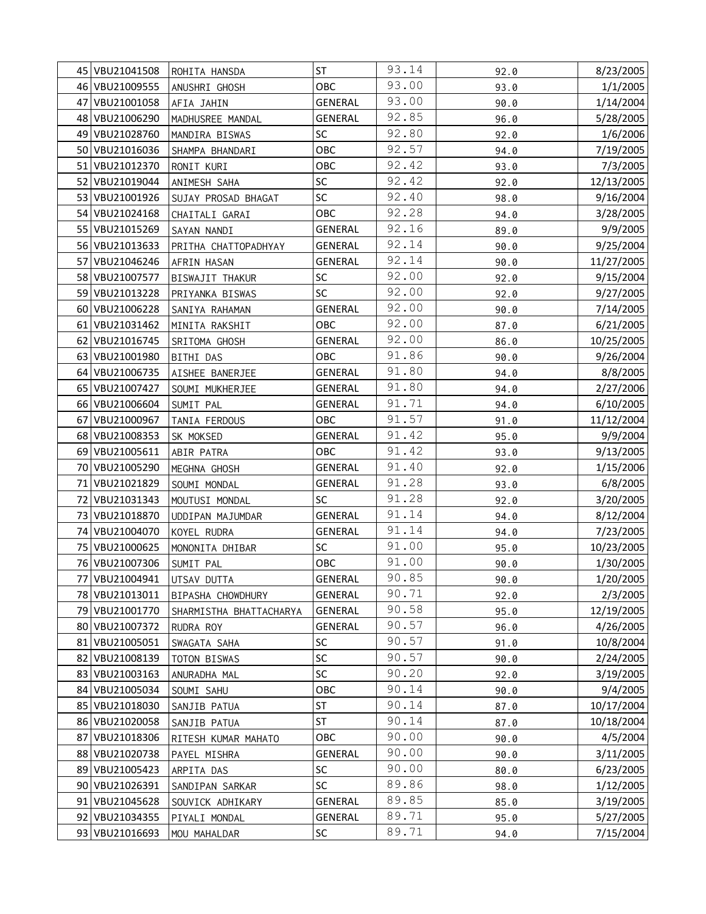| | | | | | | |
|---|---|---|---|---|---|---|
| 45 | VBU21041508 | ROHITA HANSDA | ST | 93.14 | 92.0 | 8/23/2005 |
| 46 | VBU21009555 | ANUSHRI GHOSH | OBC | 93.00 | 93.0 | 1/1/2005 |
| 47 | VBU21001058 | AFIA JAHIN | GENERAL | 93.00 | 90.0 | 1/14/2004 |
| 48 | VBU21006290 | MADHUSREE MANDAL | GENERAL | 92.85 | 96.0 | 5/28/2005 |
| 49 | VBU21028760 | MANDIRA BISWAS | SC | 92.80 | 92.0 | 1/6/2006 |
| 50 | VBU21016036 | SHAMPA BHANDARI | OBC | 92.57 | 94.0 | 7/19/2005 |
| 51 | VBU21012370 | RONIT KURI | OBC | 92.42 | 93.0 | 7/3/2005 |
| 52 | VBU21019044 | ANIMESH SAHA | SC | 92.42 | 92.0 | 12/13/2005 |
| 53 | VBU21001926 | SUJAY PROSAD BHAGAT | SC | 92.40 | 98.0 | 9/16/2004 |
| 54 | VBU21024168 | CHAITALI GARAI | OBC | 92.28 | 94.0 | 3/28/2005 |
| 55 | VBU21015269 | SAYAN NANDI | GENERAL | 92.16 | 89.0 | 9/9/2005 |
| 56 | VBU21013633 | PRITHA CHATTOPADHYAY | GENERAL | 92.14 | 90.0 | 9/25/2004 |
| 57 | VBU21046246 | AFRIN HASAN | GENERAL | 92.14 | 90.0 | 11/27/2005 |
| 58 | VBU21007577 | BISWAJIT THAKUR | SC | 92.00 | 92.0 | 9/15/2004 |
| 59 | VBU21013228 | PRIYANKA BISWAS | SC | 92.00 | 92.0 | 9/27/2005 |
| 60 | VBU21006228 | SANIYA RAHAMAN | GENERAL | 92.00 | 90.0 | 7/14/2005 |
| 61 | VBU21031462 | MINITA RAKSHIT | OBC | 92.00 | 87.0 | 6/21/2005 |
| 62 | VBU21016745 | SRITOMA GHOSH | GENERAL | 92.00 | 86.0 | 10/25/2005 |
| 63 | VBU21001980 | BITHI DAS | OBC | 91.86 | 90.0 | 9/26/2004 |
| 64 | VBU21006735 | AISHEE BANERJEE | GENERAL | 91.80 | 94.0 | 8/8/2005 |
| 65 | VBU21007427 | SOUMI MUKHERJEE | GENERAL | 91.80 | 94.0 | 2/27/2006 |
| 66 | VBU21006604 | SUMIT PAL | GENERAL | 91.71 | 94.0 | 6/10/2005 |
| 67 | VBU21000967 | TANIA FERDOUS | OBC | 91.57 | 91.0 | 11/12/2004 |
| 68 | VBU21008353 | SK MOKSED | GENERAL | 91.42 | 95.0 | 9/9/2004 |
| 69 | VBU21005611 | ABIR PATRA | OBC | 91.42 | 93.0 | 9/13/2005 |
| 70 | VBU21005290 | MEGHNA GHOSH | GENERAL | 91.40 | 92.0 | 1/15/2006 |
| 71 | VBU21021829 | SOUMI MONDAL | GENERAL | 91.28 | 93.0 | 6/8/2005 |
| 72 | VBU21031343 | MOUTUSI MONDAL | SC | 91.28 | 92.0 | 3/20/2005 |
| 73 | VBU21018870 | UDDIPAN MAJUMDAR | GENERAL | 91.14 | 94.0 | 8/12/2004 |
| 74 | VBU21004070 | KOYEL RUDRA | GENERAL | 91.14 | 94.0 | 7/23/2005 |
| 75 | VBU21000625 | MONONITA DHIBAR | SC | 91.00 | 95.0 | 10/23/2005 |
| 76 | VBU21007306 | SUMIT PAL | OBC | 91.00 | 90.0 | 1/30/2005 |
| 77 | VBU21004941 | UTSAV DUTTA | GENERAL | 90.85 | 90.0 | 1/20/2005 |
| 78 | VBU21013011 | BIPASHA CHOWDHURY | GENERAL | 90.71 | 92.0 | 2/3/2005 |
| 79 | VBU21001770 | SHARMISTHA BHATTACHARYA | GENERAL | 90.58 | 95.0 | 12/19/2005 |
| 80 | VBU21007372 | RUDRA ROY | GENERAL | 90.57 | 96.0 | 4/26/2005 |
| 81 | VBU21005051 | SWAGATA SAHA | SC | 90.57 | 91.0 | 10/8/2004 |
| 82 | VBU21008139 | TOTON BISWAS | SC | 90.57 | 90.0 | 2/24/2005 |
| 83 | VBU21003163 | ANURADHA MAL | SC | 90.20 | 92.0 | 3/19/2005 |
| 84 | VBU21005034 | SOUMI SAHU | OBC | 90.14 | 90.0 | 9/4/2005 |
| 85 | VBU21018030 | SANJIB PATUA | ST | 90.14 | 87.0 | 10/17/2004 |
| 86 | VBU21020058 | SANJIB PATUA | ST | 90.14 | 87.0 | 10/18/2004 |
| 87 | VBU21018306 | RITESH KUMAR MAHATO | OBC | 90.00 | 90.0 | 4/5/2004 |
| 88 | VBU21020738 | PAYEL MISHRA | GENERAL | 90.00 | 90.0 | 3/11/2005 |
| 89 | VBU21005423 | ARPITA DAS | SC | 90.00 | 80.0 | 6/23/2005 |
| 90 | VBU21026391 | SANDIPAN SARKAR | SC | 89.86 | 98.0 | 1/12/2005 |
| 91 | VBU21045628 | SOUVICK ADHIKARY | GENERAL | 89.85 | 85.0 | 3/19/2005 |
| 92 | VBU21034355 | PIYALI MONDAL | GENERAL | 89.71 | 95.0 | 5/27/2005 |
| 93 | VBU21016693 | MOU MAHALDAR | SC | 89.71 | 94.0 | 7/15/2004 |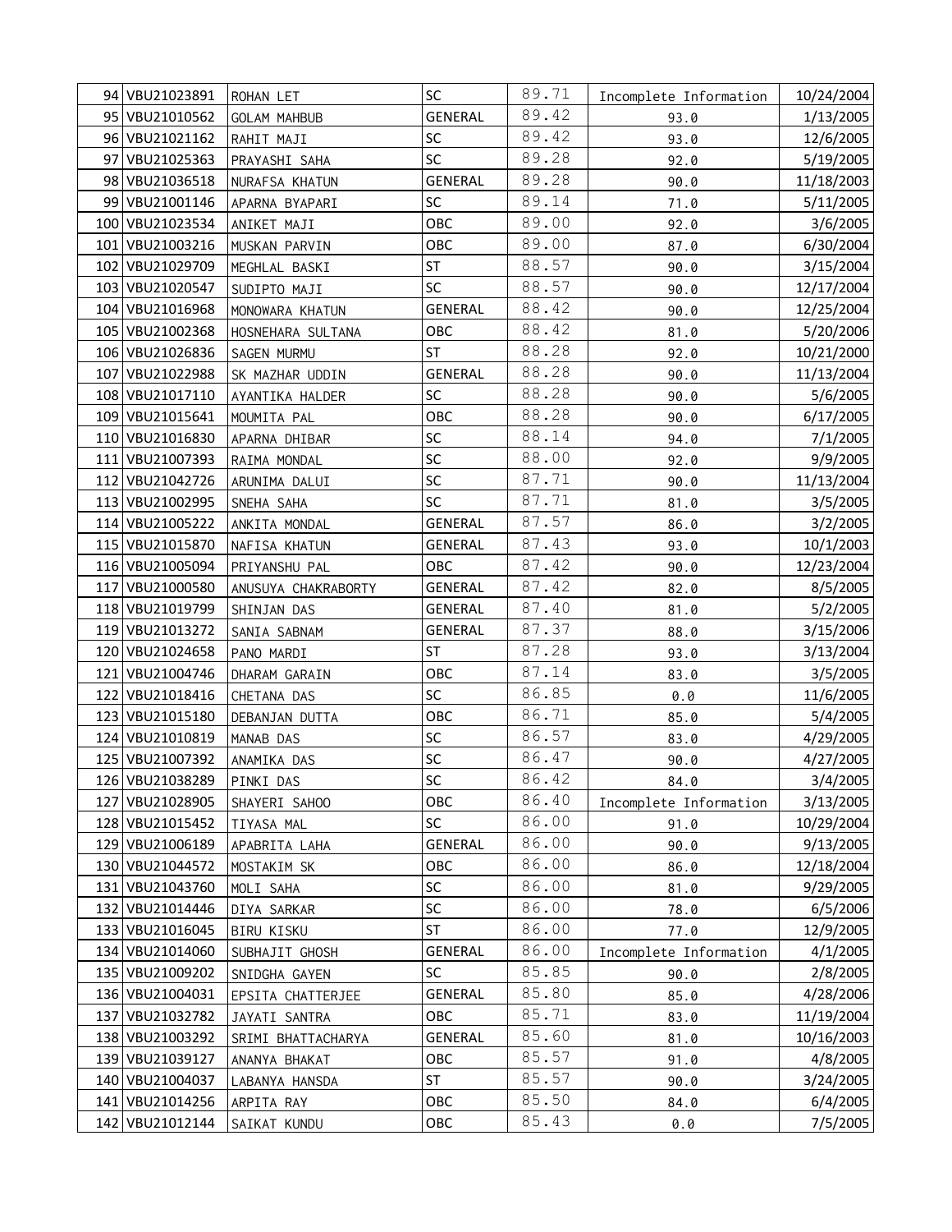| | | | | | | |
|---|---|---|---|---|---|---|
| 94 | VBU21023891 | ROHAN LET | SC | 89.71 | Incomplete Information | 10/24/2004 |
| 95 | VBU21010562 | GOLAM MAHBUB | GENERAL | 89.42 | 93.0 | 1/13/2005 |
| 96 | VBU21021162 | RAHIT MAJI | SC | 89.42 | 93.0 | 12/6/2005 |
| 97 | VBU21025363 | PRAYASHI SAHA | SC | 89.28 | 92.0 | 5/19/2005 |
| 98 | VBU21036518 | NURAFSA KHATUN | GENERAL | 89.28 | 90.0 | 11/18/2003 |
| 99 | VBU21001146 | APARNA BYAPARI | SC | 89.14 | 71.0 | 5/11/2005 |
| 100 | VBU21023534 | ANIKET MAJI | OBC | 89.00 | 92.0 | 3/6/2005 |
| 101 | VBU21003216 | MUSKAN PARVIN | OBC | 89.00 | 87.0 | 6/30/2004 |
| 102 | VBU21029709 | MEGHLAL BASKI | ST | 88.57 | 90.0 | 3/15/2004 |
| 103 | VBU21020547 | SUDIPTO MAJI | SC | 88.57 | 90.0 | 12/17/2004 |
| 104 | VBU21016968 | MONOWARA KHATUN | GENERAL | 88.42 | 90.0 | 12/25/2004 |
| 105 | VBU21002368 | HOSNEHARA SULTANA | OBC | 88.42 | 81.0 | 5/20/2006 |
| 106 | VBU21026836 | SAGEN MURMU | ST | 88.28 | 92.0 | 10/21/2000 |
| 107 | VBU21022988 | SK MAZHAR UDDIN | GENERAL | 88.28 | 90.0 | 11/13/2004 |
| 108 | VBU21017110 | AYANTIKA HALDER | SC | 88.28 | 90.0 | 5/6/2005 |
| 109 | VBU21015641 | MOUMITA PAL | OBC | 88.28 | 90.0 | 6/17/2005 |
| 110 | VBU21016830 | APARNA DHIBAR | SC | 88.14 | 94.0 | 7/1/2005 |
| 111 | VBU21007393 | RAIMA MONDAL | SC | 88.00 | 92.0 | 9/9/2005 |
| 112 | VBU21042726 | ARUNIMA DALUI | SC | 87.71 | 90.0 | 11/13/2004 |
| 113 | VBU21002995 | SNEHA SAHA | SC | 87.71 | 81.0 | 3/5/2005 |
| 114 | VBU21005222 | ANKITA MONDAL | GENERAL | 87.57 | 86.0 | 3/2/2005 |
| 115 | VBU21015870 | NAFISA KHATUN | GENERAL | 87.43 | 93.0 | 10/1/2003 |
| 116 | VBU21005094 | PRIYANSHU PAL | OBC | 87.42 | 90.0 | 12/23/2004 |
| 117 | VBU21000580 | ANUSUYA CHAKRABORTY | GENERAL | 87.42 | 82.0 | 8/5/2005 |
| 118 | VBU21019799 | SHINJAN DAS | GENERAL | 87.40 | 81.0 | 5/2/2005 |
| 119 | VBU21013272 | SANIA SABNAM | GENERAL | 87.37 | 88.0 | 3/15/2006 |
| 120 | VBU21024658 | PANO MARDI | ST | 87.28 | 93.0 | 3/13/2004 |
| 121 | VBU21004746 | DHARAM GARAIN | OBC | 87.14 | 83.0 | 3/5/2005 |
| 122 | VBU21018416 | CHETANA DAS | SC | 86.85 | 0.0 | 11/6/2005 |
| 123 | VBU21015180 | DEBANJAN DUTTA | OBC | 86.71 | 85.0 | 5/4/2005 |
| 124 | VBU21010819 | MANAB DAS | SC | 86.57 | 83.0 | 4/29/2005 |
| 125 | VBU21007392 | ANAMIKA DAS | SC | 86.47 | 90.0 | 4/27/2005 |
| 126 | VBU21038289 | PINKI DAS | SC | 86.42 | 84.0 | 3/4/2005 |
| 127 | VBU21028905 | SHAYERI SAHOO | OBC | 86.40 | Incomplete Information | 3/13/2005 |
| 128 | VBU21015452 | TIYASA MAL | SC | 86.00 | 91.0 | 10/29/2004 |
| 129 | VBU21006189 | APABRITA LAHA | GENERAL | 86.00 | 90.0 | 9/13/2005 |
| 130 | VBU21044572 | MOSTAKIM SK | OBC | 86.00 | 86.0 | 12/18/2004 |
| 131 | VBU21043760 | MOLI SAHA | SC | 86.00 | 81.0 | 9/29/2005 |
| 132 | VBU21014446 | DIYA SARKAR | SC | 86.00 | 78.0 | 6/5/2006 |
| 133 | VBU21016045 | BIRU KISKU | ST | 86.00 | 77.0 | 12/9/2005 |
| 134 | VBU21014060 | SUBHAJIT GHOSH | GENERAL | 86.00 | Incomplete Information | 4/1/2005 |
| 135 | VBU21009202 | SNIDGHA GAYEN | SC | 85.85 | 90.0 | 2/8/2005 |
| 136 | VBU21004031 | EPSITA CHATTERJEE | GENERAL | 85.80 | 85.0 | 4/28/2006 |
| 137 | VBU21032782 | JAYATI SANTRA | OBC | 85.71 | 83.0 | 11/19/2004 |
| 138 | VBU21003292 | SRIMI BHATTACHARYA | GENERAL | 85.60 | 81.0 | 10/16/2003 |
| 139 | VBU21039127 | ANANYA BHAKAT | OBC | 85.57 | 91.0 | 4/8/2005 |
| 140 | VBU21004037 | LABANYA HANSDA | ST | 85.57 | 90.0 | 3/24/2005 |
| 141 | VBU21014256 | ARPITA RAY | OBC | 85.50 | 84.0 | 6/4/2005 |
| 142 | VBU21012144 | SAIKAT KUNDU | OBC | 85.43 | 0.0 | 7/5/2005 |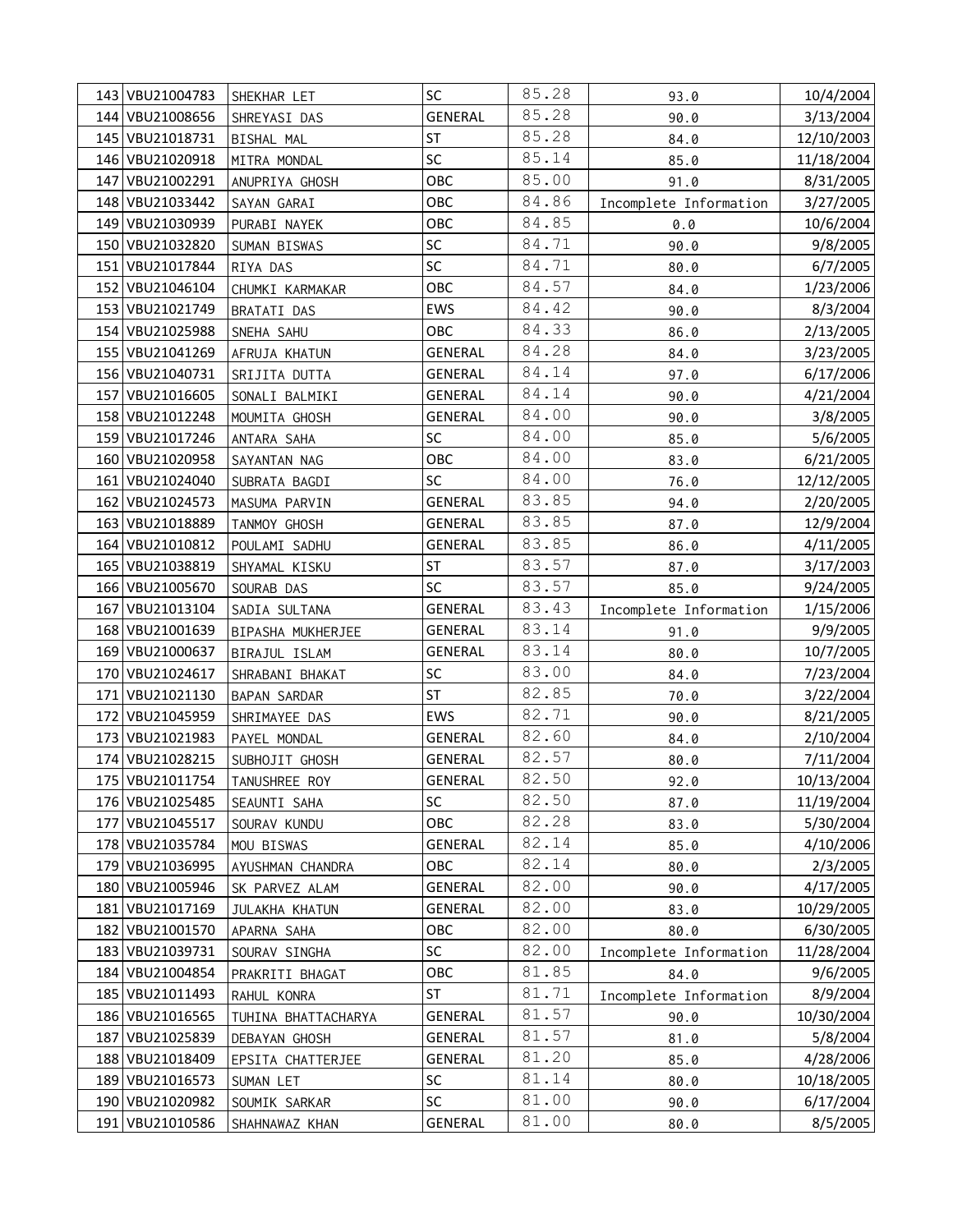| | | | | | | |
|---|---|---|---|---|---|---|
| 143 | VBU21004783 | SHEKHAR LET | SC | 85.28 | 93.0 | 10/4/2004 |
| 144 | VBU21008656 | SHREYASI DAS | GENERAL | 85.28 | 90.0 | 3/13/2004 |
| 145 | VBU21018731 | BISHAL MAL | ST | 85.28 | 84.0 | 12/10/2003 |
| 146 | VBU21020918 | MITRA MONDAL | SC | 85.14 | 85.0 | 11/18/2004 |
| 147 | VBU21002291 | ANUPRIYA GHOSH | OBC | 85.00 | 91.0 | 8/31/2005 |
| 148 | VBU21033442 | SAYAN GARAI | OBC | 84.86 | Incomplete Information | 3/27/2005 |
| 149 | VBU21030939 | PURABI NAYEK | OBC | 84.85 | 0.0 | 10/6/2004 |
| 150 | VBU21032820 | SUMAN BISWAS | SC | 84.71 | 90.0 | 9/8/2005 |
| 151 | VBU21017844 | RIYA DAS | SC | 84.71 | 80.0 | 6/7/2005 |
| 152 | VBU21046104 | CHUMKI KARMAKAR | OBC | 84.57 | 84.0 | 1/23/2006 |
| 153 | VBU21021749 | BRATATI DAS | EWS | 84.42 | 90.0 | 8/3/2004 |
| 154 | VBU21025988 | SNEHA SAHU | OBC | 84.33 | 86.0 | 2/13/2005 |
| 155 | VBU21041269 | AFRUJA KHATUN | GENERAL | 84.28 | 84.0 | 3/23/2005 |
| 156 | VBU21040731 | SRIJITA DUTTA | GENERAL | 84.14 | 97.0 | 6/17/2006 |
| 157 | VBU21016605 | SONALI BALMIKI | GENERAL | 84.14 | 90.0 | 4/21/2004 |
| 158 | VBU21012248 | MOUMITA GHOSH | GENERAL | 84.00 | 90.0 | 3/8/2005 |
| 159 | VBU21017246 | ANTARA SAHA | SC | 84.00 | 85.0 | 5/6/2005 |
| 160 | VBU21020958 | SAYANTAN NAG | OBC | 84.00 | 83.0 | 6/21/2005 |
| 161 | VBU21024040 | SUBRATA BAGDI | SC | 84.00 | 76.0 | 12/12/2005 |
| 162 | VBU21024573 | MASUMA PARVIN | GENERAL | 83.85 | 94.0 | 2/20/2005 |
| 163 | VBU21018889 | TANMOY GHOSH | GENERAL | 83.85 | 87.0 | 12/9/2004 |
| 164 | VBU21010812 | POULAMI SADHU | GENERAL | 83.85 | 86.0 | 4/11/2005 |
| 165 | VBU21038819 | SHYAMAL KISKU | ST | 83.57 | 87.0 | 3/17/2003 |
| 166 | VBU21005670 | SOURAB DAS | SC | 83.57 | 85.0 | 9/24/2005 |
| 167 | VBU21013104 | SADIA SULTANA | GENERAL | 83.43 | Incomplete Information | 1/15/2006 |
| 168 | VBU21001639 | BIPASHA MUKHERJEE | GENERAL | 83.14 | 91.0 | 9/9/2005 |
| 169 | VBU21000637 | BIRAJUL ISLAM | GENERAL | 83.14 | 80.0 | 10/7/2005 |
| 170 | VBU21024617 | SHRABANI BHAKAT | SC | 83.00 | 84.0 | 7/23/2004 |
| 171 | VBU21021130 | BAPAN SARDAR | ST | 82.85 | 70.0 | 3/22/2004 |
| 172 | VBU21045959 | SHRIMAYEE DAS | EWS | 82.71 | 90.0 | 8/21/2005 |
| 173 | VBU21021983 | PAYEL MONDAL | GENERAL | 82.60 | 84.0 | 2/10/2004 |
| 174 | VBU21028215 | SUBHOJIT GHOSH | GENERAL | 82.57 | 80.0 | 7/11/2004 |
| 175 | VBU21011754 | TANUSHREE ROY | GENERAL | 82.50 | 92.0 | 10/13/2004 |
| 176 | VBU21025485 | SEAUNTI SAHA | SC | 82.50 | 87.0 | 11/19/2004 |
| 177 | VBU21045517 | SOURAV KUNDU | OBC | 82.28 | 83.0 | 5/30/2004 |
| 178 | VBU21035784 | MOU BISWAS | GENERAL | 82.14 | 85.0 | 4/10/2006 |
| 179 | VBU21036995 | AYUSHMAN CHANDRA | OBC | 82.14 | 80.0 | 2/3/2005 |
| 180 | VBU21005946 | SK PARVEZ ALAM | GENERAL | 82.00 | 90.0 | 4/17/2005 |
| 181 | VBU21017169 | JULAKHA KHATUN | GENERAL | 82.00 | 83.0 | 10/29/2005 |
| 182 | VBU21001570 | APARNA SAHA | OBC | 82.00 | 80.0 | 6/30/2005 |
| 183 | VBU21039731 | SOURAV SINGHA | SC | 82.00 | Incomplete Information | 11/28/2004 |
| 184 | VBU21004854 | PRAKRITI BHAGAT | OBC | 81.85 | 84.0 | 9/6/2005 |
| 185 | VBU21011493 | RAHUL KONRA | ST | 81.71 | Incomplete Information | 8/9/2004 |
| 186 | VBU21016565 | TUHINA BHATTACHARYA | GENERAL | 81.57 | 90.0 | 10/30/2004 |
| 187 | VBU21025839 | DEBAYAN GHOSH | GENERAL | 81.57 | 81.0 | 5/8/2004 |
| 188 | VBU21018409 | EPSITA CHATTERJEE | GENERAL | 81.20 | 85.0 | 4/28/2006 |
| 189 | VBU21016573 | SUMAN LET | SC | 81.14 | 80.0 | 10/18/2005 |
| 190 | VBU21020982 | SOUMIK SARKAR | SC | 81.00 | 90.0 | 6/17/2004 |
| 191 | VBU21010586 | SHAHNAWAZ KHAN | GENERAL | 81.00 | 80.0 | 8/5/2005 |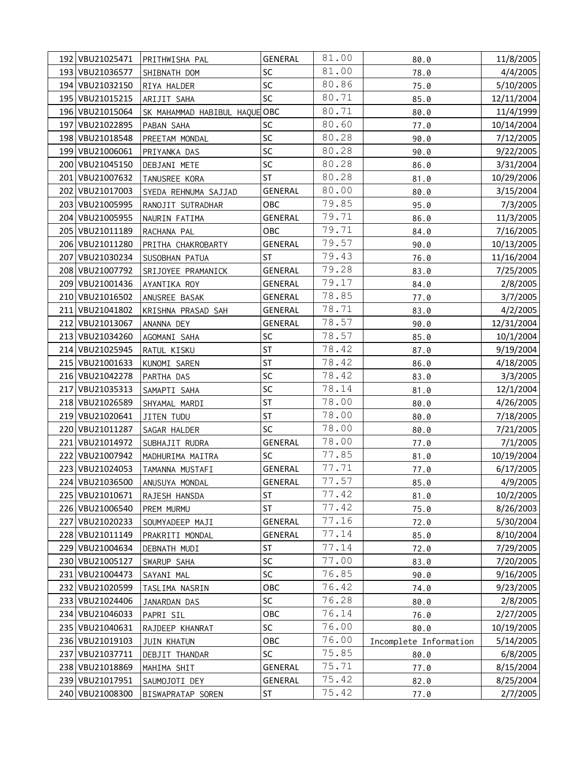| | | | | | | |
|---|---|---|---|---|---|---|
| 192 | VBU21025471 | PRITHWISHA PAL | GENERAL | 81.00 | 80.0 | 11/8/2005 |
| 193 | VBU21036577 | SHIBNATH DOM | SC | 81.00 | 78.0 | 4/4/2005 |
| 194 | VBU21032150 | RIYA HALDER | SC | 80.86 | 75.0 | 5/10/2005 |
| 195 | VBU21015215 | ARIJIT SAHA | SC | 80.71 | 85.0 | 12/11/2004 |
| 196 | VBU21015064 | SK MAHAMMAD HABIBUL HAQUE | OBC | 80.71 | 80.0 | 11/4/1999 |
| 197 | VBU21022895 | PABAN SAHA | SC | 80.60 | 77.0 | 10/14/2004 |
| 198 | VBU21018548 | PREETAM MONDAL | SC | 80.28 | 90.0 | 7/12/2005 |
| 199 | VBU21006061 | PRIYANKA DAS | SC | 80.28 | 90.0 | 9/22/2005 |
| 200 | VBU21045150 | DEBJANI METE | SC | 80.28 | 86.0 | 3/31/2004 |
| 201 | VBU21007632 | TANUSREE KORA | ST | 80.28 | 81.0 | 10/29/2006 |
| 202 | VBU21017003 | SYEDA REHNUMA SAJJAD | GENERAL | 80.00 | 80.0 | 3/15/2004 |
| 203 | VBU21005995 | RANOJIT SUTRADHAR | OBC | 79.85 | 95.0 | 7/3/2005 |
| 204 | VBU21005955 | NAURIN FATIMA | GENERAL | 79.71 | 86.0 | 11/3/2005 |
| 205 | VBU21011189 | RACHANA PAL | OBC | 79.71 | 84.0 | 7/16/2005 |
| 206 | VBU21011280 | PRITHA CHAKROBARTY | GENERAL | 79.57 | 90.0 | 10/13/2005 |
| 207 | VBU21030234 | SUSOBHAN PATUA | ST | 79.43 | 76.0 | 11/16/2004 |
| 208 | VBU21007792 | SRIJOYEE PRAMANICK | GENERAL | 79.28 | 83.0 | 7/25/2005 |
| 209 | VBU21001436 | AYANTIKA ROY | GENERAL | 79.17 | 84.0 | 2/8/2005 |
| 210 | VBU21016502 | ANUSREE BASAK | GENERAL | 78.85 | 77.0 | 3/7/2005 |
| 211 | VBU21041802 | KRISHNA PRASAD SAH | GENERAL | 78.71 | 83.0 | 4/2/2005 |
| 212 | VBU21013067 | ANANNA DEY | GENERAL | 78.57 | 90.0 | 12/31/2004 |
| 213 | VBU21034260 | AGOMANI SAHA | SC | 78.57 | 85.0 | 10/1/2004 |
| 214 | VBU21025945 | RATUL KISKU | ST | 78.42 | 87.0 | 9/19/2004 |
| 215 | VBU21001633 | KUNOMI SAREN | ST | 78.42 | 86.0 | 4/18/2005 |
| 216 | VBU21042278 | PARTHA DAS | SC | 78.42 | 83.0 | 3/3/2005 |
| 217 | VBU21035313 | SAMAPTI SAHA | SC | 78.14 | 81.0 | 12/1/2004 |
| 218 | VBU21026589 | SHYAMAL MARDI | ST | 78.00 | 80.0 | 4/26/2005 |
| 219 | VBU21020641 | JITEN TUDU | ST | 78.00 | 80.0 | 7/18/2005 |
| 220 | VBU21011287 | SAGAR HALDER | SC | 78.00 | 80.0 | 7/21/2005 |
| 221 | VBU21014972 | SUBHAJIT RUDRA | GENERAL | 78.00 | 77.0 | 7/1/2005 |
| 222 | VBU21007942 | MADHURIMA MAITRA | SC | 77.85 | 81.0 | 10/19/2004 |
| 223 | VBU21024053 | TAMANNA MUSTAFI | GENERAL | 77.71 | 77.0 | 6/17/2005 |
| 224 | VBU21036500 | ANUSUYA MONDAL | GENERAL | 77.57 | 85.0 | 4/9/2005 |
| 225 | VBU21010671 | RAJESH HANSDA | ST | 77.42 | 81.0 | 10/2/2005 |
| 226 | VBU21006540 | PREM MURMU | ST | 77.42 | 75.0 | 8/26/2003 |
| 227 | VBU21020233 | SOUMYADEEP MAJI | GENERAL | 77.16 | 72.0 | 5/30/2004 |
| 228 | VBU21011149 | PRAKRITI MONDAL | GENERAL | 77.14 | 85.0 | 8/10/2004 |
| 229 | VBU21004634 | DEBNATH MUDI | ST | 77.14 | 72.0 | 7/29/2005 |
| 230 | VBU21005127 | SWARUP SAHA | SC | 77.00 | 83.0 | 7/20/2005 |
| 231 | VBU21004473 | SAYANI MAL | SC | 76.85 | 90.0 | 9/16/2005 |
| 232 | VBU21020599 | TASLIMA NASRIN | OBC | 76.42 | 74.0 | 9/23/2005 |
| 233 | VBU21024406 | JANARDAN DAS | SC | 76.28 | 80.0 | 2/8/2005 |
| 234 | VBU21046033 | PAPRI SIL | OBC | 76.14 | 76.0 | 2/27/2005 |
| 235 | VBU21040631 | RAJDEEP KHANRAT | SC | 76.00 | 80.0 | 10/19/2005 |
| 236 | VBU21019103 | JUIN KHATUN | OBC | 76.00 | Incomplete Information | 5/14/2005 |
| 237 | VBU21037711 | DEBJIT THANDAR | SC | 75.85 | 80.0 | 6/8/2005 |
| 238 | VBU21018869 | MAHIMA SHIT | GENERAL | 75.71 | 77.0 | 8/15/2004 |
| 239 | VBU21017951 | SAUMOJOTI DEY | GENERAL | 75.42 | 82.0 | 8/25/2004 |
| 240 | VBU21008300 | BISWAPRATAP SOREN | ST | 75.42 | 77.0 | 2/7/2005 |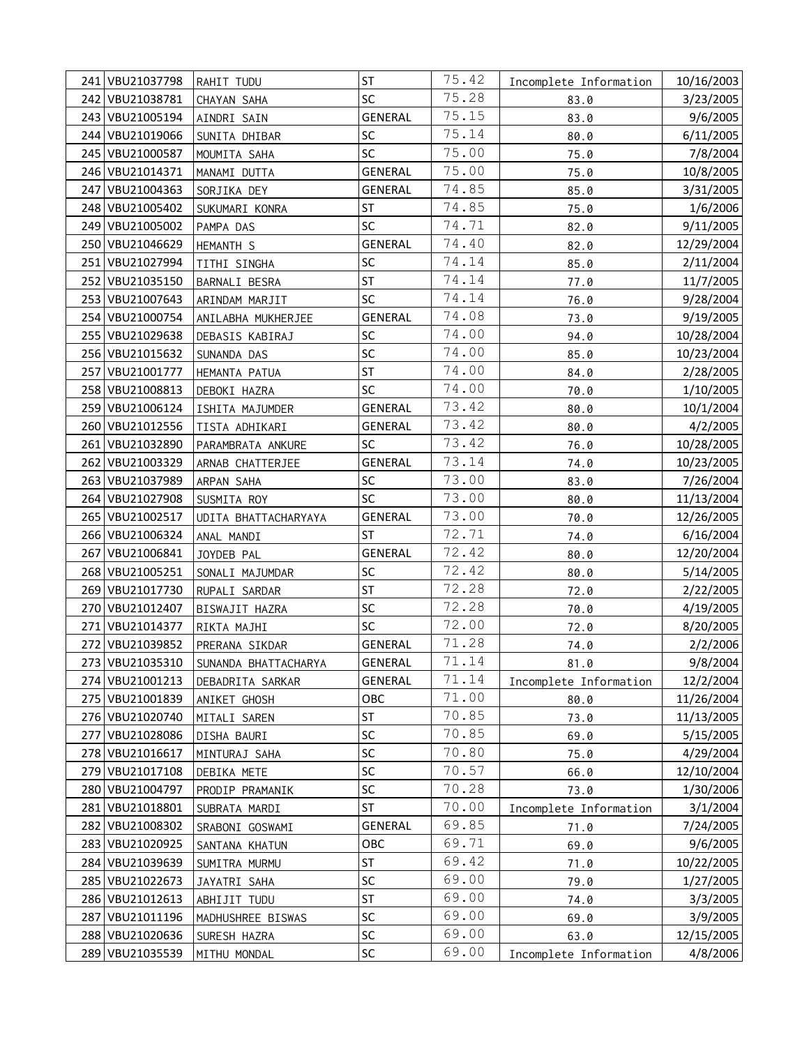| | | | | | | |
|---|---|---|---|---|---|---|
| 241 | VBU21037798 | RAHIT TUDU | ST | 75.42 | Incomplete Information | 10/16/2003 |
| 242 | VBU21038781 | CHAYAN SAHA | SC | 75.28 | 83.0 | 3/23/2005 |
| 243 | VBU21005194 | AINDRI SAIN | GENERAL | 75.15 | 83.0 | 9/6/2005 |
| 244 | VBU21019066 | SUNITA DHIBAR | SC | 75.14 | 80.0 | 6/11/2005 |
| 245 | VBU21000587 | MOUMITA SAHA | SC | 75.00 | 75.0 | 7/8/2004 |
| 246 | VBU21014371 | MANAMI DUTTA | GENERAL | 75.00 | 75.0 | 10/8/2005 |
| 247 | VBU21004363 | SORJIKA DEY | GENERAL | 74.85 | 85.0 | 3/31/2005 |
| 248 | VBU21005402 | SUKUMARI KONRA | ST | 74.85 | 75.0 | 1/6/2006 |
| 249 | VBU21005002 | PAMPA DAS | SC | 74.71 | 82.0 | 9/11/2005 |
| 250 | VBU21046629 | HEMANTH S | GENERAL | 74.40 | 82.0 | 12/29/2004 |
| 251 | VBU21027994 | TITHI SINGHA | SC | 74.14 | 85.0 | 2/11/2004 |
| 252 | VBU21035150 | BARNALI BESRA | ST | 74.14 | 77.0 | 11/7/2005 |
| 253 | VBU21007643 | ARINDAM MARJIT | SC | 74.14 | 76.0 | 9/28/2004 |
| 254 | VBU21000754 | ANILABHA MUKHERJEE | GENERAL | 74.08 | 73.0 | 9/19/2005 |
| 255 | VBU21029638 | DEBASIS KABIRAJ | SC | 74.00 | 94.0 | 10/28/2004 |
| 256 | VBU21015632 | SUNANDA DAS | SC | 74.00 | 85.0 | 10/23/2004 |
| 257 | VBU21001777 | HEMANTA PATUA | ST | 74.00 | 84.0 | 2/28/2005 |
| 258 | VBU21008813 | DEBOKI HAZRA | SC | 74.00 | 70.0 | 1/10/2005 |
| 259 | VBU21006124 | ISHITA MAJUMDER | GENERAL | 73.42 | 80.0 | 10/1/2004 |
| 260 | VBU21012556 | TISTA ADHIKARI | GENERAL | 73.42 | 80.0 | 4/2/2005 |
| 261 | VBU21032890 | PARAMBRATA ANKURE | SC | 73.42 | 76.0 | 10/28/2005 |
| 262 | VBU21003329 | ARNAB CHATTERJEE | GENERAL | 73.14 | 74.0 | 10/23/2005 |
| 263 | VBU21037989 | ARPAN SAHA | SC | 73.00 | 83.0 | 7/26/2004 |
| 264 | VBU21027908 | SUSMITA ROY | SC | 73.00 | 80.0 | 11/13/2004 |
| 265 | VBU21002517 | UDITA BHATTACHARYAYA | GENERAL | 73.00 | 70.0 | 12/26/2005 |
| 266 | VBU21006324 | ANAL MANDI | ST | 72.71 | 74.0 | 6/16/2004 |
| 267 | VBU21006841 | JOYDEB PAL | GENERAL | 72.42 | 80.0 | 12/20/2004 |
| 268 | VBU21005251 | SONALI MAJUMDAR | SC | 72.42 | 80.0 | 5/14/2005 |
| 269 | VBU21017730 | RUPALI SARDAR | ST | 72.28 | 72.0 | 2/22/2005 |
| 270 | VBU21012407 | BISWAJIT HAZRA | SC | 72.28 | 70.0 | 4/19/2005 |
| 271 | VBU21014377 | RIKTA MAJHI | SC | 72.00 | 72.0 | 8/20/2005 |
| 272 | VBU21039852 | PRERANA SIKDAR | GENERAL | 71.28 | 74.0 | 2/2/2006 |
| 273 | VBU21035310 | SUNANDA BHATTACHARYA | GENERAL | 71.14 | 81.0 | 9/8/2004 |
| 274 | VBU21001213 | DEBADRITA SARKAR | GENERAL | 71.14 | Incomplete Information | 12/2/2004 |
| 275 | VBU21001839 | ANIKET GHOSH | OBC | 71.00 | 80.0 | 11/26/2004 |
| 276 | VBU21020740 | MITALI SAREN | ST | 70.85 | 73.0 | 11/13/2005 |
| 277 | VBU21028086 | DISHA BAURI | SC | 70.85 | 69.0 | 5/15/2005 |
| 278 | VBU21016617 | MINTURAJ SAHA | SC | 70.80 | 75.0 | 4/29/2004 |
| 279 | VBU21017108 | DEBIKA METE | SC | 70.57 | 66.0 | 12/10/2004 |
| 280 | VBU21004797 | PRODIP PRAMANIK | SC | 70.28 | 73.0 | 1/30/2006 |
| 281 | VBU21018801 | SUBRATA MARDI | ST | 70.00 | Incomplete Information | 3/1/2004 |
| 282 | VBU21008302 | SRABONI GOSWAMI | GENERAL | 69.85 | 71.0 | 7/24/2005 |
| 283 | VBU21020925 | SANTANA KHATUN | OBC | 69.71 | 69.0 | 9/6/2005 |
| 284 | VBU21039639 | SUMITRA MURMU | ST | 69.42 | 71.0 | 10/22/2005 |
| 285 | VBU21022673 | JAYATRI SAHA | SC | 69.00 | 79.0 | 1/27/2005 |
| 286 | VBU21012613 | ABHIJIT TUDU | ST | 69.00 | 74.0 | 3/3/2005 |
| 287 | VBU21011196 | MADHUSHREE BISWAS | SC | 69.00 | 69.0 | 3/9/2005 |
| 288 | VBU21020636 | SURESH HAZRA | SC | 69.00 | 63.0 | 12/15/2005 |
| 289 | VBU21035539 | MITHU MONDAL | SC | 69.00 | Incomplete Information | 4/8/2006 |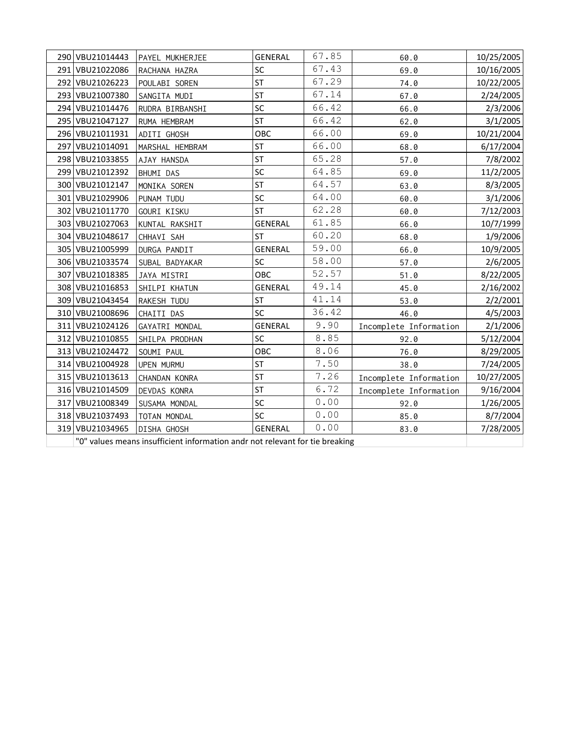| | | | | | | |
|---|---|---|---|---|---|---|
| 290 | VBU21014443 | PAYEL MUKHERJEE | GENERAL | 67.85 | 60.0 | 10/25/2005 |
| 291 | VBU21022086 | RACHANA HAZRA | SC | 67.43 | 69.0 | 10/16/2005 |
| 292 | VBU21026223 | POULABI SOREN | ST | 67.29 | 74.0 | 10/22/2005 |
| 293 | VBU21007380 | SANGITA MUDI | ST | 67.14 | 67.0 | 2/24/2005 |
| 294 | VBU21014476 | RUDRA BIRBANSHI | SC | 66.42 | 66.0 | 2/3/2006 |
| 295 | VBU21047127 | RUMA HEMBRAM | ST | 66.42 | 62.0 | 3/1/2005 |
| 296 | VBU21011931 | ADITI GHOSH | OBC | 66.00 | 69.0 | 10/21/2004 |
| 297 | VBU21014091 | MARSHAL HEMBRAM | ST | 66.00 | 68.0 | 6/17/2004 |
| 298 | VBU21033855 | AJAY HANSDA | ST | 65.28 | 57.0 | 7/8/2002 |
| 299 | VBU21012392 | BHUMI DAS | SC | 64.85 | 69.0 | 11/2/2005 |
| 300 | VBU21012147 | MONIKA SOREN | ST | 64.57 | 63.0 | 8/3/2005 |
| 301 | VBU21029906 | PUNAM TUDU | SC | 64.00 | 60.0 | 3/1/2006 |
| 302 | VBU21011770 | GOURI KISKU | ST | 62.28 | 60.0 | 7/12/2003 |
| 303 | VBU21027063 | KUNTAL RAKSHIT | GENERAL | 61.85 | 66.0 | 10/7/1999 |
| 304 | VBU21048617 | CHHAVI SAH | ST | 60.20 | 68.0 | 1/9/2006 |
| 305 | VBU21005999 | DURGA PANDIT | GENERAL | 59.00 | 66.0 | 10/9/2005 |
| 306 | VBU21033574 | SUBAL BADYAKAR | SC | 58.00 | 57.0 | 2/6/2005 |
| 307 | VBU21018385 | JAYA MISTRI | OBC | 52.57 | 51.0 | 8/22/2005 |
| 308 | VBU21016853 | SHILPI KHATUN | GENERAL | 49.14 | 45.0 | 2/16/2002 |
| 309 | VBU21043454 | RAKESH TUDU | ST | 41.14 | 53.0 | 2/2/2001 |
| 310 | VBU21008696 | CHAITI DAS | SC | 36.42 | 46.0 | 4/5/2003 |
| 311 | VBU21024126 | GAYATRI MONDAL | GENERAL | 9.90 | Incomplete Information | 2/1/2006 |
| 312 | VBU21010855 | SHILPA PRODHAN | SC | 8.85 | 92.0 | 5/12/2004 |
| 313 | VBU21024472 | SOUMI PAUL | OBC | 8.06 | 76.0 | 8/29/2005 |
| 314 | VBU21004928 | UPEN MURMU | ST | 7.50 | 38.0 | 7/24/2005 |
| 315 | VBU21013613 | CHANDAN KONRA | ST | 7.26 | Incomplete Information | 10/27/2005 |
| 316 | VBU21014509 | DEVDAS KONRA | ST | 6.72 | Incomplete Information | 9/16/2004 |
| 317 | VBU21008349 | SUSAMA MONDAL | SC | 0.00 | 92.0 | 1/26/2005 |
| 318 | VBU21037493 | TOTAN MONDAL | SC | 0.00 | 85.0 | 8/7/2004 |
| 319 | VBU21034965 | DISHA GHOSH | GENERAL | 0.00 | 83.0 | 7/28/2005 |
| | "0" values means insufficient information andr not relevant for tie breaking | | | | | |